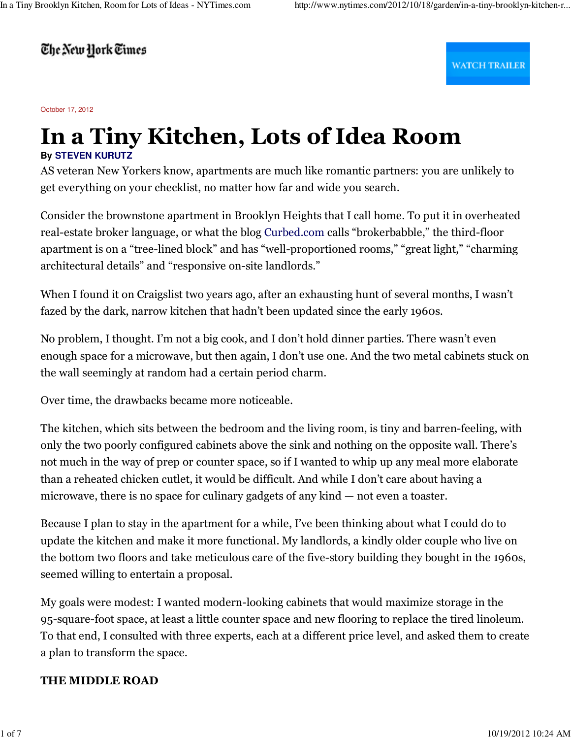The New York Times

October 17, 2012

# In a Tiny Kitchen, Lots of Idea Room

By **STEVEN KURUTZ**

AS veteran New Yorkers know, apartments are much like romantic partners: you are unlikely to get everything on your checklist, no matter how far and wide you search.

Consider the brownstone apartment in Brooklyn Heights that I call home. To put it in overheated real-estate broker language, or what the blog Curbed.com calls "brokerbabble," the third-floor apartment is on a "tree-lined block" and has "well-proportioned rooms," "great light," "charming architectural details" and "responsive on-site landlords."

When I found it on Craigslist two years ago, after an exhausting hunt of several months, I wasn't fazed by the dark, narrow kitchen that hadn't been updated since the early 1960s.

No problem, I thought. I'm not a big cook, and I don't hold dinner parties. There wasn't even enough space for a microwave, but then again, I don't use one. And the two metal cabinets stuck on the wall seemingly at random had a certain period charm.

Over time, the drawbacks became more noticeable.

The kitchen, which sits between the bedroom and the living room, is tiny and barren-feeling, with only the two poorly configured cabinets above the sink and nothing on the opposite wall. There's not much in the way of prep or counter space, so if I wanted to whip up any meal more elaborate than a reheated chicken cutlet, it would be difficult. And while I don't care about having a microwave, there is no space for culinary gadgets of any kind — not even a toaster.

Because I plan to stay in the apartment for a while, I've been thinking about what I could do to update the kitchen and make it more functional. My landlords, a kindly older couple who live on the bottom two floors and take meticulous care of the five-story building they bought in the 1960s, seemed willing to entertain a proposal.

My goals were modest: I wanted modern-looking cabinets that would maximize storage in the 95-square-foot space, at least a little counter space and new flooring to replace the tired linoleum. To that end, I consulted with three experts, each at a different price level, and asked them to create a plan to transform the space.

**THE MIDDLE ROAD**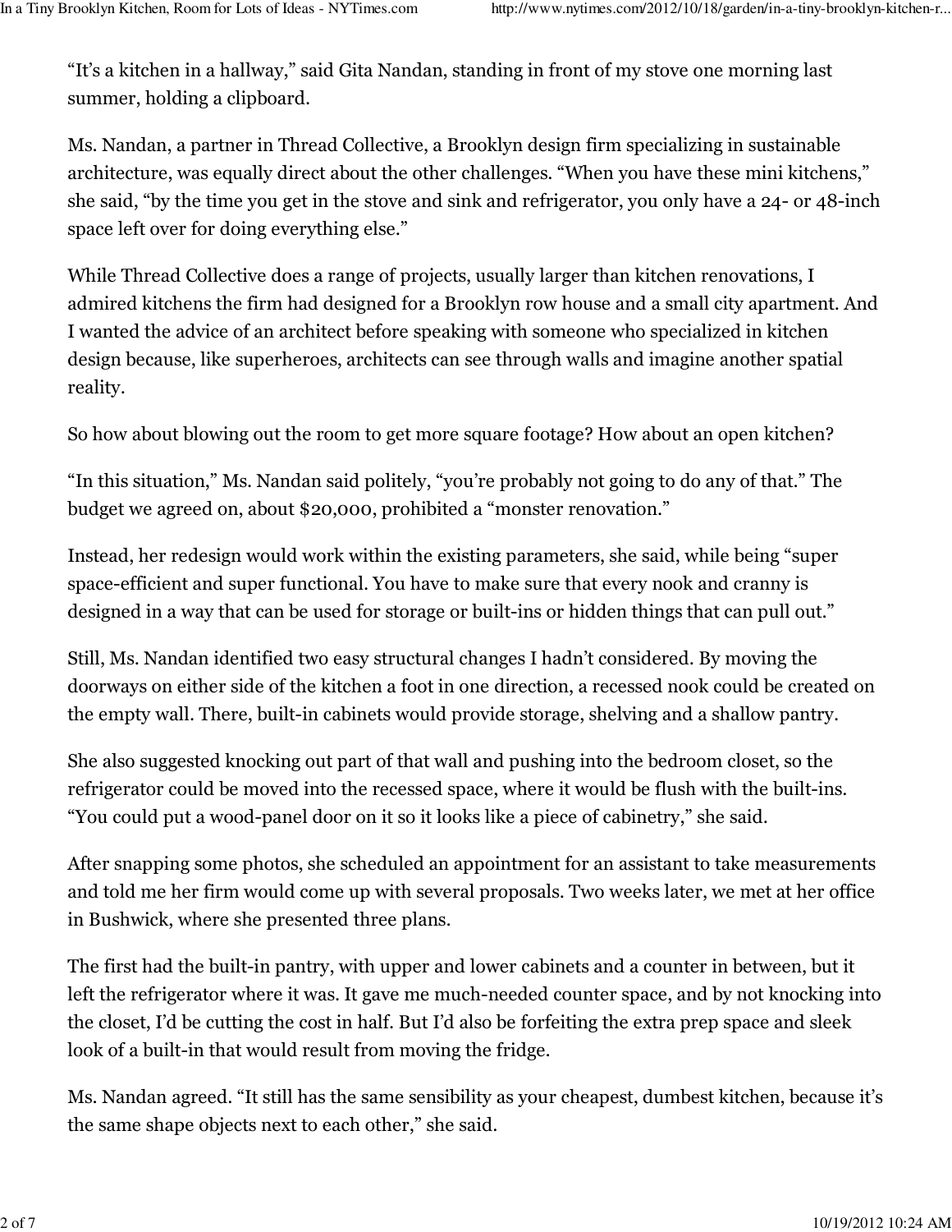“It’s a kitchen in a hallway,” said Gita Nandan, standing in front of my stove one morning last summer, holding a clipboard.

Ms. Nandan, a partner in Thread Collective, a Brooklyn design firm specializing in sustainable architecture, was equally direct about the other challenges. “When you have these mini kitchens,” she said, “by the time you get in the stove and sink and refrigerator, you only have a 24- or 48-inch space left over for doing everything else.”

While Thread Collective does a range of projects, usually larger than kitchen renovations, I admired kitchens the firm had designed for a Brooklyn row house and a small city apartment. And I wanted the advice of an architect before speaking with someone who specialized in kitchen design because, like superheroes, architects can see through walls and imagine another spatial reality.

So how about blowing out the room to get more square footage? How about an open kitchen?

“In this situation,” Ms. Nandan said politely, “you’re probably not going to do any of that.” The budget we agreed on, about $20,000, prohibited a “monster renovation.”

Instead, her redesign would work within the existing parameters, she said, while being “super space-efficient and super functional. You have to make sure that every nook and cranny is designed in a way that can be used for storage or built-ins or hidden things that can pull out.”

Still, Ms. Nandan identified two easy structural changes I hadn’t considered. By moving the doorways on either side of the kitchen a foot in one direction, a recessed nook could be created on the empty wall. There, built-in cabinets would provide storage, shelving and a shallow pantry.

She also suggested knocking out part of that wall and pushing into the bedroom closet, so the refrigerator could be moved into the recessed space, where it would be flush with the built-ins. “You could put a wood-panel door on it so it looks like a piece of cabinetry,” she said.

After snapping some photos, she scheduled an appointment for an assistant to take measurements and told me her firm would come up with several proposals. Two weeks later, we met at her office in Bushwick, where she presented three plans.

The first had the built-in pantry, with upper and lower cabinets and a counter in between, but it left the refrigerator where it was. It gave me much-needed counter space, and by not knocking into the closet, I’d be cutting the cost in half. But I’d also be forfeiting the extra prep space and sleek look of a built-in that would result from moving the fridge.

Ms. Nandan agreed. “It still has the same sensibility as your cheapest, dumbest kitchen, because it’s the same shape objects next to each other,” she said.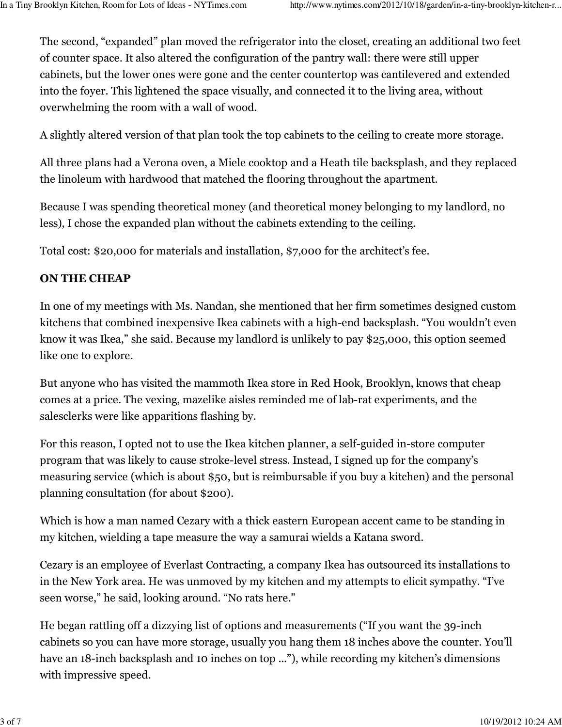The second, "expanded" plan moved the refrigerator into the closet, creating an additional two feet of counter space. It also altered the configuration of the pantry wall: there were still upper cabinets, but the lower ones were gone and the center countertop was cantilevered and extended into the foyer. This lightened the space visually, and connected it to the living area, without overwhelming the room with a wall of wood.

A slightly altered version of that plan took the top cabinets to the ceiling to create more storage.

All three plans had a Verona oven, a Miele cooktop and a Heath tile backsplash, and they replaced the linoleum with hardwood that matched the flooring throughout the apartment.

Because I was spending theoretical money (and theoretical money belonging to my landlord, no less), I chose the expanded plan without the cabinets extending to the ceiling.

Total cost: $20,000 for materials and installation, $7,000 for the architect's fee.

**ON THE CHEAP**

In one of my meetings with Ms. Nandan, she mentioned that her firm sometimes designed custom kitchens that combined inexpensive Ikea cabinets with a high-end backsplash. "You wouldn't even know it was Ikea," she said. Because my landlord is unlikely to pay $25,000, this option seemed like one to explore.

But anyone who has visited the mammoth Ikea store in Red Hook, Brooklyn, knows that cheap comes at a price. The vexing, mazelike aisles reminded me of lab-rat experiments, and the salesclerks were like apparitions flashing by.

For this reason, I opted not to use the Ikea kitchen planner, a self-guided in-store computer program that was likely to cause stroke-level stress. Instead, I signed up for the company's measuring service (which is about $50, but is reimbursable if you buy a kitchen) and the personal planning consultation (for about $200).

Which is how a man named Cezary with a thick eastern European accent came to be standing in my kitchen, wielding a tape measure the way a samurai wields a Katana sword.

Cezary is an employee of Everlast Contracting, a company Ikea has outsourced its installations to in the New York area. He was unmoved by my kitchen and my attempts to elicit sympathy. "I've seen worse," he said, looking around. "No rats here."

He began rattling off a dizzying list of options and measurements ("If you want the 39-inch cabinets so you can have more storage, usually you hang them 18 inches above the counter. You'll have an 18-inch backsplash and 10 inches on top ..."), while recording my kitchen's dimensions with impressive speed.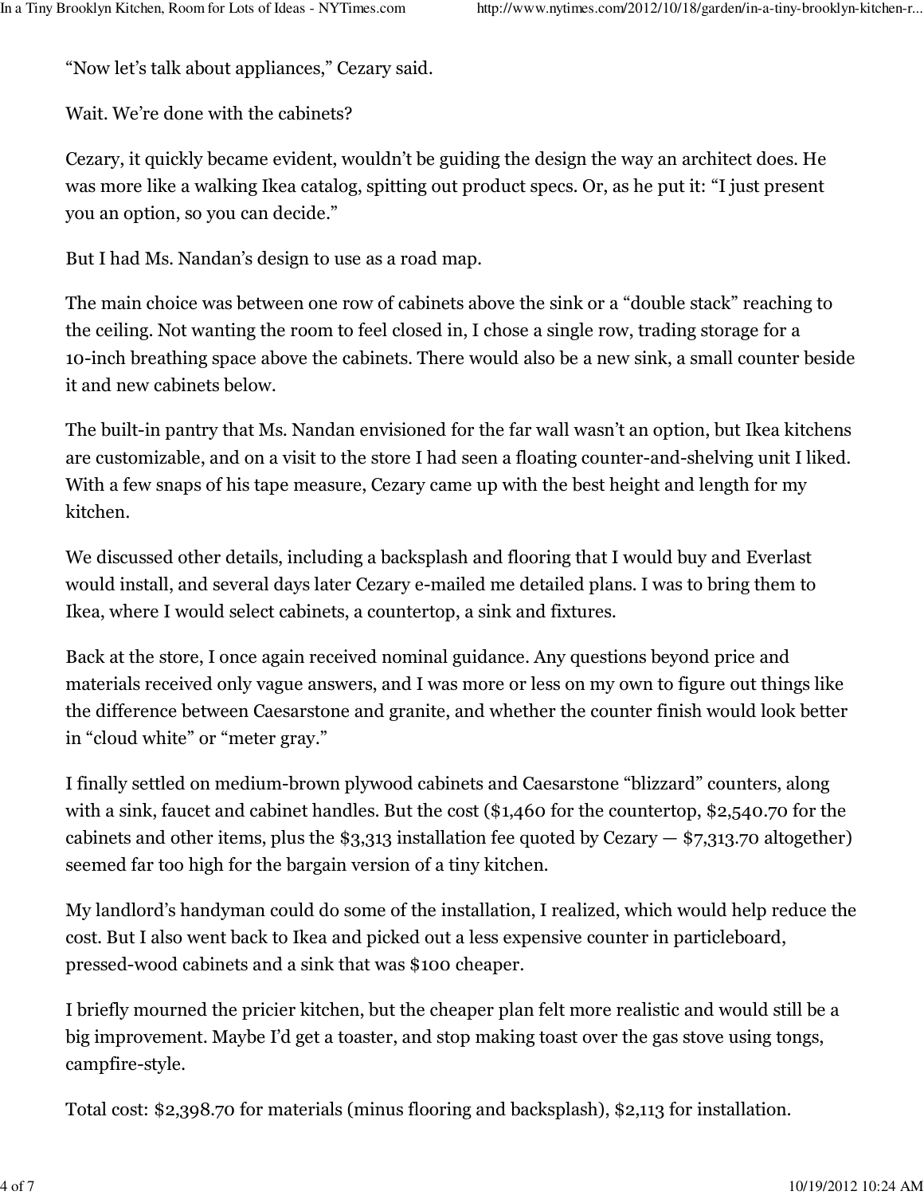"Now let's talk about appliances," Cezary said.

Wait. We're done with the cabinets?

Cezary, it quickly became evident, wouldn't be guiding the design the way an architect does. He was more like a walking Ikea catalog, spitting out product specs. Or, as he put it: "I just present you an option, so you can decide."

But I had Ms. Nandan's design to use as a road map.

The main choice was between one row of cabinets above the sink or a "double stack" reaching to the ceiling. Not wanting the room to feel closed in, I chose a single row, trading storage for a 10-inch breathing space above the cabinets. There would also be a new sink, a small counter beside it and new cabinets below.

The built-in pantry that Ms. Nandan envisioned for the far wall wasn't an option, but Ikea kitchens are customizable, and on a visit to the store I had seen a floating counter-and-shelving unit I liked. With a few snaps of his tape measure, Cezary came up with the best height and length for my kitchen.

We discussed other details, including a backsplash and flooring that I would buy and Everlast would install, and several days later Cezary e-mailed me detailed plans. I was to bring them to Ikea, where I would select cabinets, a countertop, a sink and fixtures.

Back at the store, I once again received nominal guidance. Any questions beyond price and materials received only vague answers, and I was more or less on my own to figure out things like the difference between Caesarstone and granite, and whether the counter finish would look better in "cloud white" or "meter gray."

I finally settled on medium-brown plywood cabinets and Caesarstone "blizzard" counters, along with a sink, faucet and cabinet handles. But the cost ($1,460 for the countertop, $2,540.70 for the cabinets and other items, plus the $3,313 installation fee quoted by Cezary — $7,313.70 altogether) seemed far too high for the bargain version of a tiny kitchen.

My landlord's handyman could do some of the installation, I realized, which would help reduce the cost. But I also went back to Ikea and picked out a less expensive counter in particleboard, pressed-wood cabinets and a sink that was $100 cheaper.

I briefly mourned the pricier kitchen, but the cheaper plan felt more realistic and would still be a big improvement. Maybe I'd get a toaster, and stop making toast over the gas stove using tongs, campfire-style.

Total cost: $2,398.70 for materials (minus flooring and backsplash), $2,113 for installation.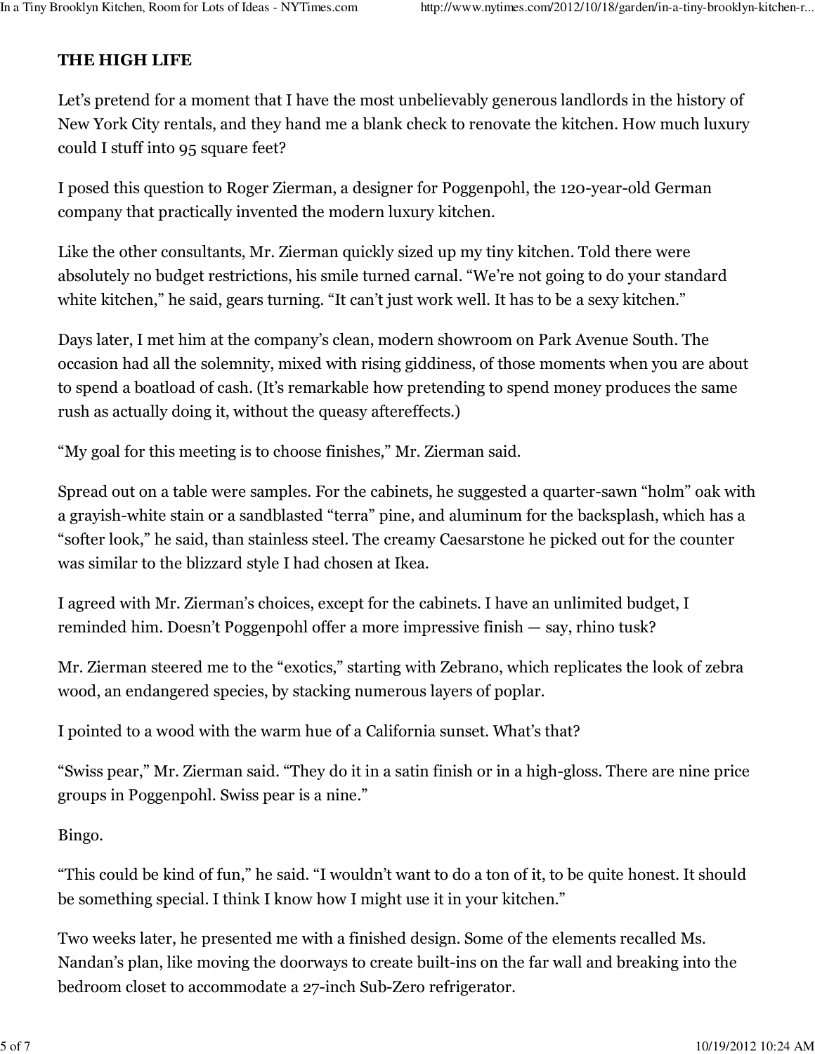**THE HIGH LIFE**

Let’s pretend for a moment that I have the most unbelievably generous landlords in the history of New York City rentals, and they hand me a blank check to renovate the kitchen. How much luxury could I stuff into 95 square feet?

I posed this question to Roger Zierman, a designer for Poggenpohl, the 120-year-old German company that practically invented the modern luxury kitchen.

Like the other consultants, Mr. Zierman quickly sized up my tiny kitchen. Told there were absolutely no budget restrictions, his smile turned carnal. “We’re not going to do your standard white kitchen,” he said, gears turning. “It can’t just work well. It has to be a sexy kitchen.”

Days later, I met him at the company’s clean, modern showroom on Park Avenue South. The occasion had all the solemnity, mixed with rising giddiness, of those moments when you are about to spend a boatload of cash. (It’s remarkable how pretending to spend money produces the same rush as actually doing it, without the queasy aftereffects.)

“My goal for this meeting is to choose finishes,” Mr. Zierman said.

Spread out on a table were samples. For the cabinets, he suggested a quarter-sawn “holm” oak with a grayish-white stain or a sandblasted “terra” pine, and aluminum for the backsplash, which has a “softer look,” he said, than stainless steel. The creamy Caesarstone he picked out for the counter was similar to the blizzard style I had chosen at Ikea.

I agreed with Mr. Zierman’s choices, except for the cabinets. I have an unlimited budget, I reminded him. Doesn’t Poggenpohl offer a more impressive finish — say, rhino tusk?

Mr. Zierman steered me to the “exotics,” starting with Zebrano, which replicates the look of zebra wood, an endangered species, by stacking numerous layers of poplar.

I pointed to a wood with the warm hue of a California sunset. What’s that?

“Swiss pear,” Mr. Zierman said. “They do it in a satin finish or in a high-gloss. There are nine price groups in Poggenpohl. Swiss pear is a nine.”

Bingo.

“This could be kind of fun,” he said. “I wouldn’t want to do a ton of it, to be quite honest. It should be something special. I think I know how I might use it in your kitchen.”

Two weeks later, he presented me with a finished design. Some of the elements recalled Ms. Nandan’s plan, like moving the doorways to create built-ins on the far wall and breaking into the bedroom closet to accommodate a 27-inch Sub-Zero refrigerator.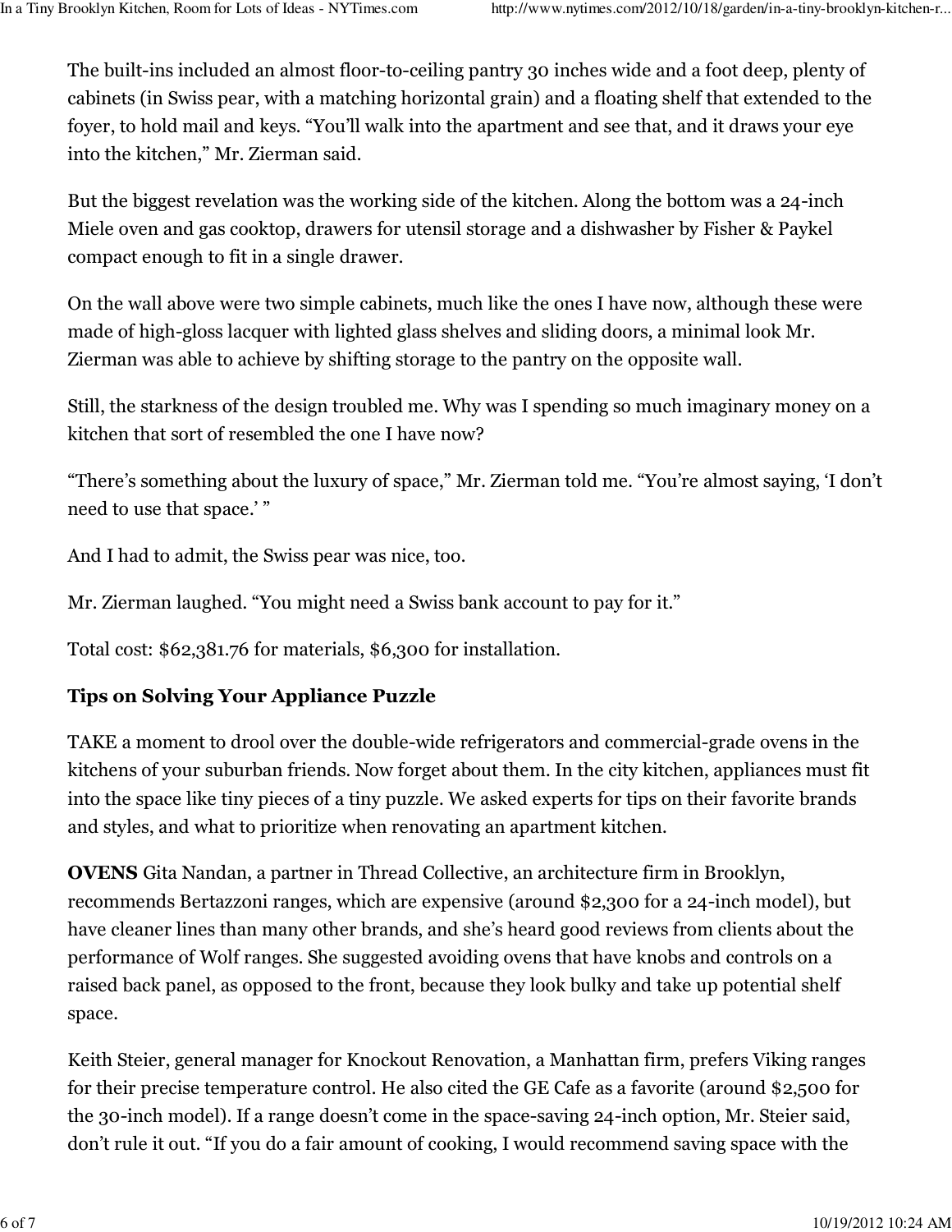The built-ins included an almost floor-to-ceiling pantry 30 inches wide and a foot deep, plenty of cabinets (in Swiss pear, with a matching horizontal grain) and a floating shelf that extended to the foyer, to hold mail and keys. “You’ll walk into the apartment and see that, and it draws your eye into the kitchen,” Mr. Zierman said.

But the biggest revelation was the working side of the kitchen. Along the bottom was a 24-inch Miele oven and gas cooktop, drawers for utensil storage and a dishwasher by Fisher & Paykel compact enough to fit in a single drawer.

On the wall above were two simple cabinets, much like the ones I have now, although these were made of high-gloss lacquer with lighted glass shelves and sliding doors, a minimal look Mr. Zierman was able to achieve by shifting storage to the pantry on the opposite wall.

Still, the starkness of the design troubled me. Why was I spending so much imaginary money on a kitchen that sort of resembled the one I have now?

“There’s something about the luxury of space,” Mr. Zierman told me. “You’re almost saying, ‘I don’t need to use that space.’ ”

And I had to admit, the Swiss pear was nice, too.

Mr. Zierman laughed. “You might need a Swiss bank account to pay for it.”

Total cost: $62,381.76 for materials, $6,300 for installation.

### Tips on Solving Your Appliance Puzzle

TAKE a moment to drool over the double-wide refrigerators and commercial-grade ovens in the kitchens of your suburban friends. Now forget about them. In the city kitchen, appliances must fit into the space like tiny pieces of a tiny puzzle. We asked experts for tips on their favorite brands and styles, and what to prioritize when renovating an apartment kitchen.

**OVENS** Gita Nandan, a partner in Thread Collective, an architecture firm in Brooklyn, recommends Bertazzoni ranges, which are expensive (around $2,300 for a 24-inch model), but have cleaner lines than many other brands, and she’s heard good reviews from clients about the performance of Wolf ranges. She suggested avoiding ovens that have knobs and controls on a raised back panel, as opposed to the front, because they look bulky and take up potential shelf space.

Keith Steier, general manager for Knockout Renovation, a Manhattan firm, prefers Viking ranges for their precise temperature control. He also cited the GE Cafe as a favorite (around $2,500 for the 30-inch model). If a range doesn’t come in the space-saving 24-inch option, Mr. Steier said, don’t rule it out. “If you do a fair amount of cooking, I would recommend saving space with the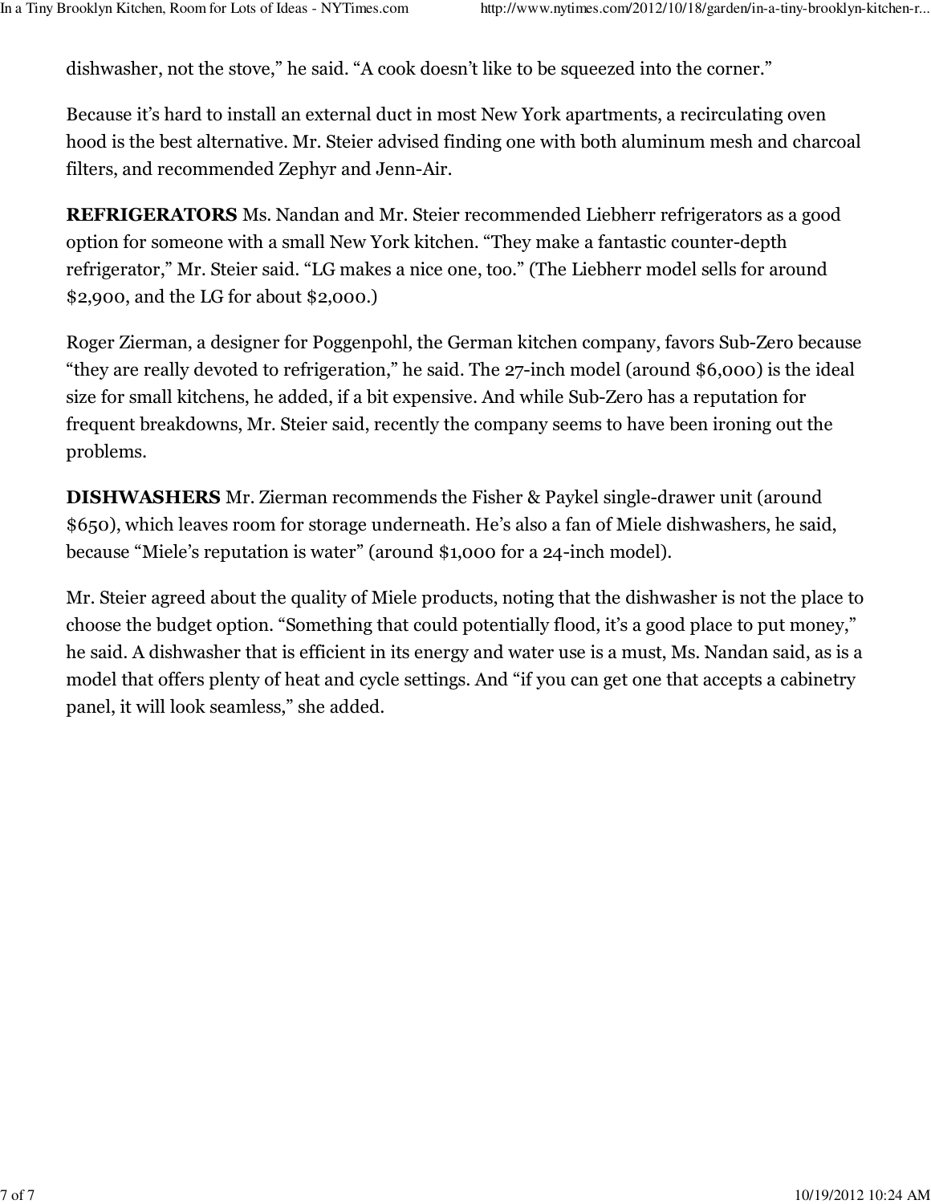dishwasher, not the stove," he said. "A cook doesn't like to be squeezed into the corner."

Because it's hard to install an external duct in most New York apartments, a recirculating oven hood is the best alternative. Mr. Steier advised finding one with both aluminum mesh and charcoal filters, and recommended Zephyr and Jenn-Air.

**REFRIGERATORS** Ms. Nandan and Mr. Steier recommended Liebherr refrigerators as a good option for someone with a small New York kitchen. "They make a fantastic counter-depth refrigerator," Mr. Steier said. "LG makes a nice one, too." (The Liebherr model sells for around $2,900, and the LG for about $2,000.)

Roger Zierman, a designer for Poggenpohl, the German kitchen company, favors Sub-Zero because "they are really devoted to refrigeration," he said. The 27-inch model (around $6,000) is the ideal size for small kitchens, he added, if a bit expensive. And while Sub-Zero has a reputation for frequent breakdowns, Mr. Steier said, recently the company seems to have been ironing out the problems.

**DISHWASHERS** Mr. Zierman recommends the Fisher & Paykel single-drawer unit (around $650), which leaves room for storage underneath. He's also a fan of Miele dishwashers, he said, because "Miele's reputation is water" (around $1,000 for a 24-inch model).

Mr. Steier agreed about the quality of Miele products, noting that the dishwasher is not the place to choose the budget option. "Something that could potentially flood, it's a good place to put money," he said. A dishwasher that is efficient in its energy and water use is a must, Ms. Nandan said, as is a model that offers plenty of heat and cycle settings. And "if you can get one that accepts a cabinetry panel, it will look seamless," she added.